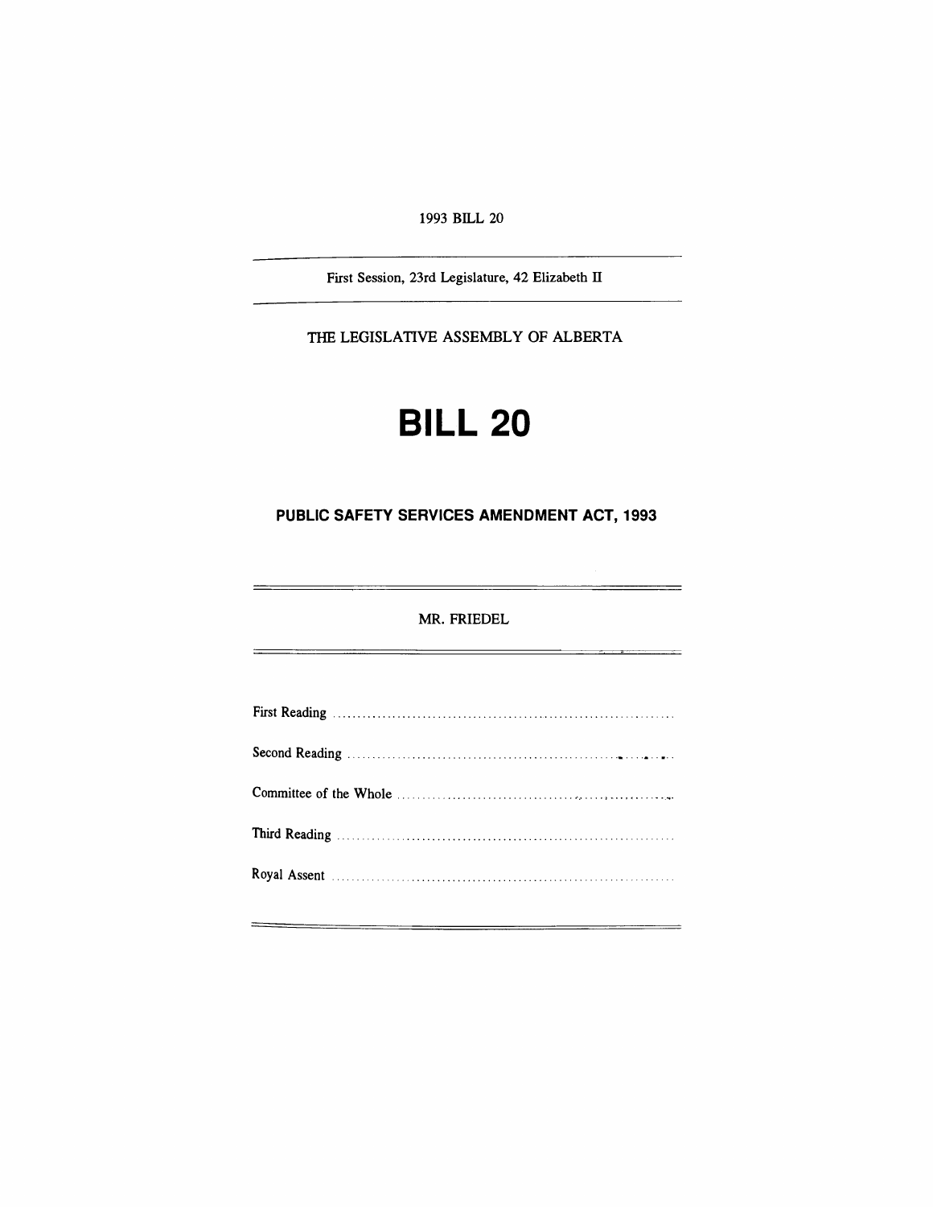1993 BILL 20

---

First Session, 23rd Legislature, 42 Elizabeth II

---

THE LEGISLATIVE ASSEMBLY OF ALBERTA

# BILL 20

## PUBLIC SAFETY SERVICES AMENDMENT ACT, 1993

---

MR. FRIEDEL

---

First Reading ..................................................................

Second Reading ..................................................................

Committee of the Whole ..................................................................

Third Reading ..................................................................

Royal Assent ..................................................................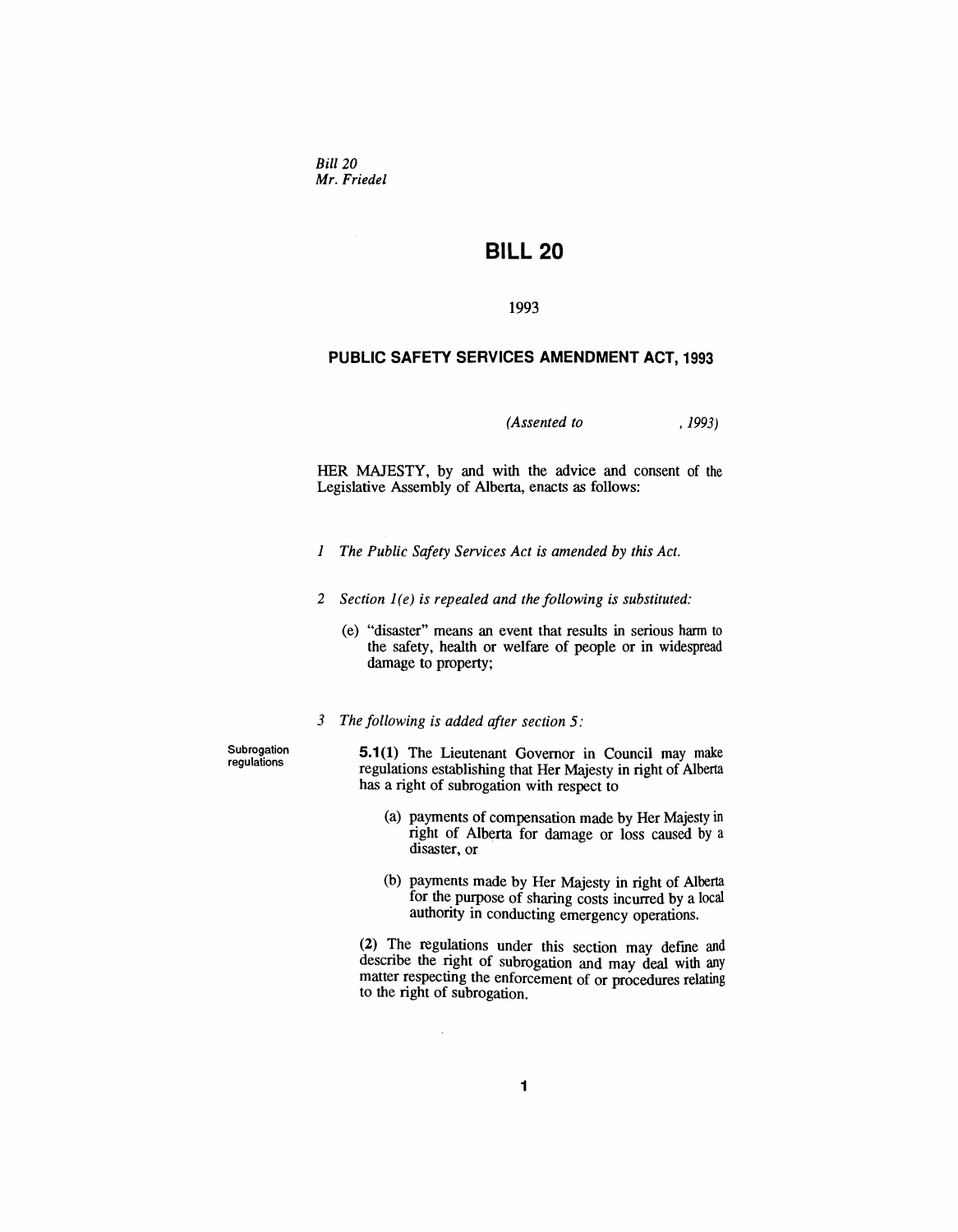*Bill 20*
*Mr. Friedel*

# BILL 20

1993

## PUBLIC SAFETY SERVICES AMENDMENT ACT, 1993

*(Assented to , 1993)*

HER MAJESTY, by and with the advice and consent of the Legislative Assembly of Alberta, enacts as follows:

*1 The Public Safety Services Act is amended by this Act.*

*2 Section 1(e) is repealed and the following is substituted:*

(e) "disaster" means an event that results in serious harm to the safety, health or welfare of people or in widespread damage to property;

*3 The following is added after section 5:*

Subrogation regulations

**5.1(1)** The Lieutenant Governor in Council may make regulations establishing that Her Majesty in right of Alberta has a right of subrogation with respect to

(a) payments of compensation made by Her Majesty in right of Alberta for damage or loss caused by a disaster, or

(b) payments made by Her Majesty in right of Alberta for the purpose of sharing costs incurred by a local authority in conducting emergency operations.

**(2)** The regulations under this section may define and describe the right of subrogation and may deal with any matter respecting the enforcement of or procedures relating to the right of subrogation.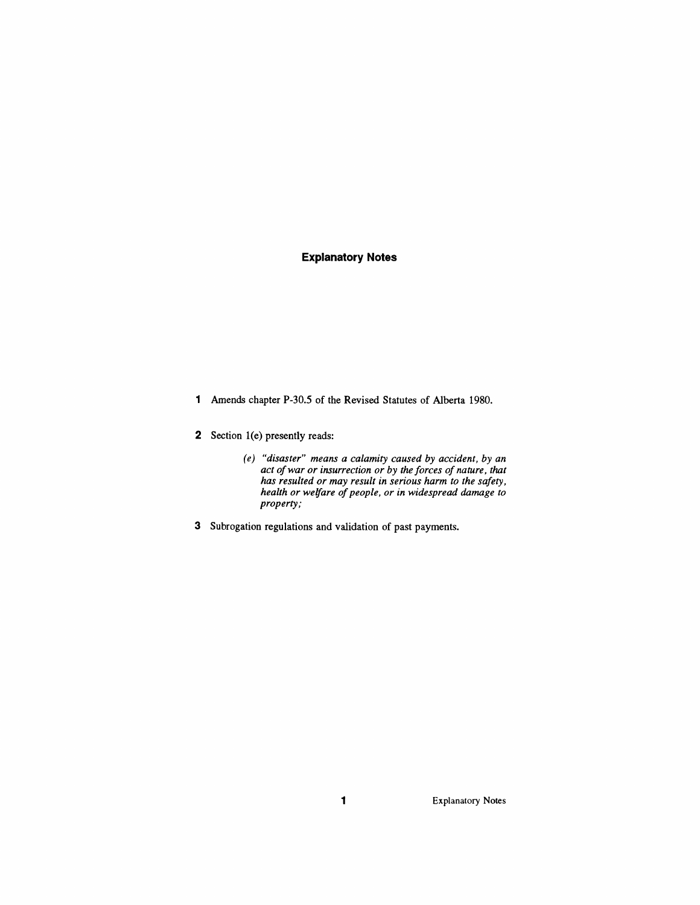# Explanatory Notes

**1** Amends chapter P-30.5 of the Revised Statutes of Alberta 1980.

**2** Section 1(e) presently reads:

> *(e) "disaster" means a calamity caused by accident, by an act of war or insurrection or by the forces of nature, that has resulted or may result in serious harm to the safety, health or welfare of people, or in widespread damage to property;*

**3** Subrogation regulations and validation of past payments.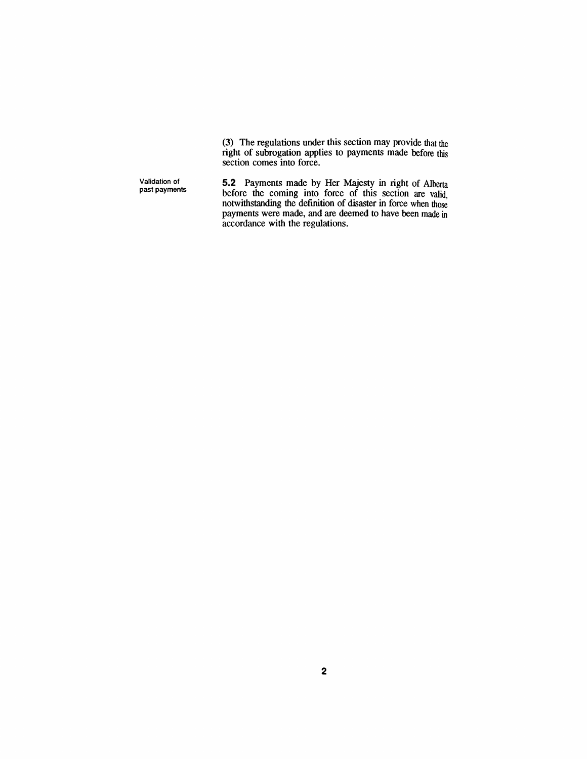(3) The regulations under this section may provide that the right of subrogation applies to payments made before this section comes into force.

Validation of past payments

**5.2** Payments made by Her Majesty in right of Alberta before the coming into force of this section are valid, notwithstanding the definition of disaster in force when those payments were made, and are deemed to have been made in accordance with the regulations.